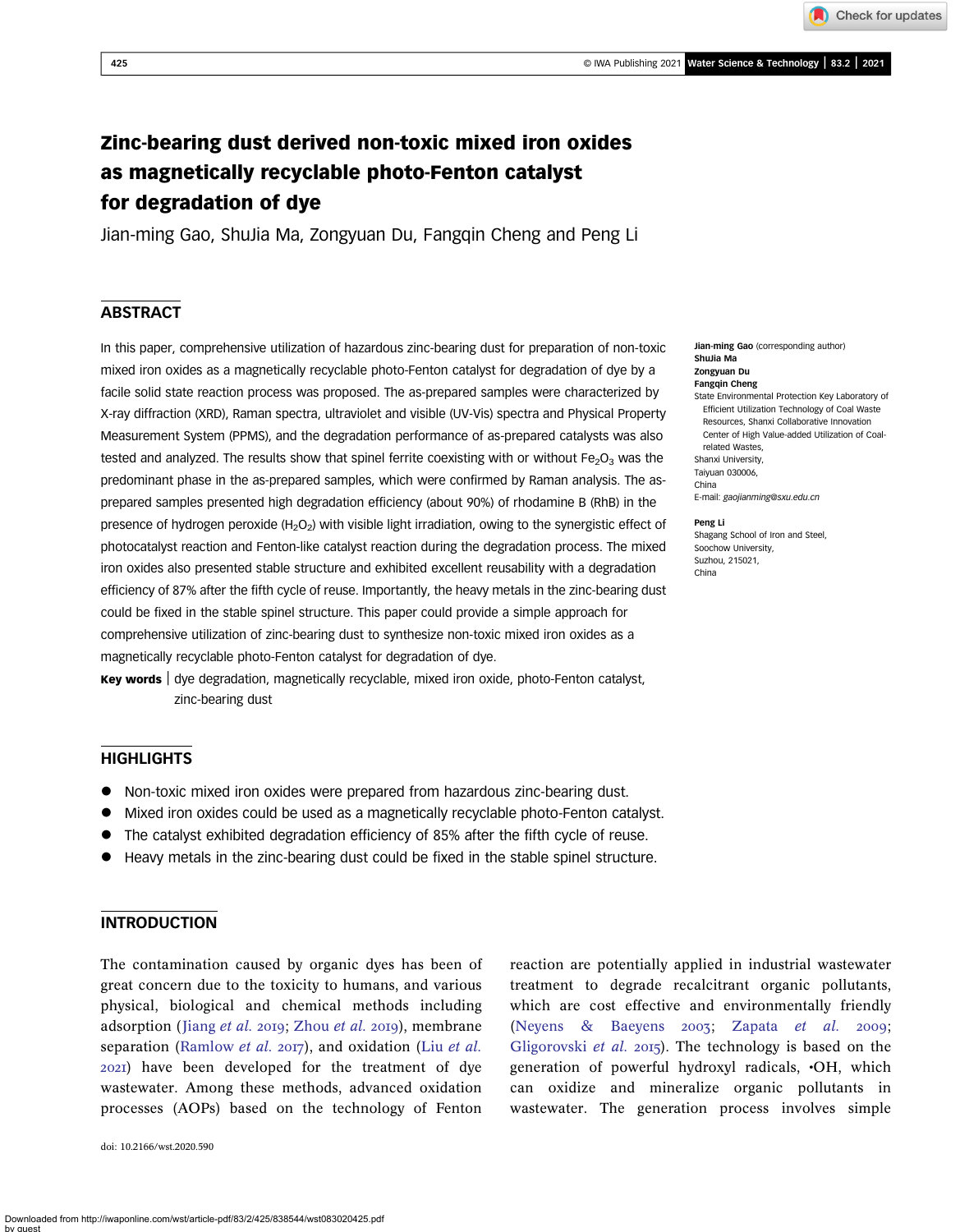# Zinc-bearing dust derived non-toxic mixed iron oxides as magnetically recyclable photo-Fenton catalyst for degradation of dye

Jian-ming Gao, ShuJia Ma, Zongyuan Du, Fangqin Cheng and Peng Li

## ABSTRACT

In this paper, comprehensive utilization of hazardous zinc-bearing dust for preparation of non-toxic mixed iron oxides as a magnetically recyclable photo-Fenton catalyst for degradation of dye by a facile solid state reaction process was proposed. The as-prepared samples were characterized by X-ray diffraction (XRD), Raman spectra, ultraviolet and visible (UV-Vis) spectra and Physical Property Measurement System (PPMS), and the degradation performance of as-prepared catalysts was also tested and analyzed. The results show that spinel ferrite coexisting with or without $Fe_2O_3$ was the predominant phase in the as-prepared samples, which were confirmed by Raman analysis. The as-prepared samples presented high degradation efficiency (about 90%) of rhodamine B (RhB) in the presence of hydrogen peroxide ($H_2O_2$) with visible light irradiation, owing to the synergistic effect of photocatalyst reaction and Fenton-like catalyst reaction during the degradation process. The mixed iron oxides also presented stable structure and exhibited excellent reusability with a degradation efficiency of 87% after the fifth cycle of reuse. Importantly, the heavy metals in the zinc-bearing dust could be fixed in the stable spinel structure. This paper could provide a simple approach for comprehensive utilization of zinc-bearing dust to synthesize non-toxic mixed iron oxides as a magnetically recyclable photo-Fenton catalyst for degradation of dye.

**Key words** | dye degradation, magnetically recyclable, mixed iron oxide, photo-Fenton catalyst, zinc-bearing dust

**Jian-ming Gao** (corresponding author)
**ShuJia Ma**
**Zongyuan Du**
**Fangqin Cheng**
State Environmental Protection Key Laboratory of Efficient Utilization Technology of Coal Waste Resources, Shanxi Collaborative Innovation Center of High Value-added Utilization of Coal-related Wastes,
Shanxi University,
Taiyuan 030006,
China
E-mail: *gaojianming@sxu.edu.cn*

**Peng Li**
Shagang School of Iron and Steel,
Soochow University,
Suzhou, 215021,
China

## HIGHLIGHTS

- Non-toxic mixed iron oxides were prepared from hazardous zinc-bearing dust.
- Mixed iron oxides could be used as a magnetically recyclable photo-Fenton catalyst.
- The catalyst exhibited degradation efficiency of 85% after the fifth cycle of reuse.
- Heavy metals in the zinc-bearing dust could be fixed in the stable spinel structure.

## INTRODUCTION

The contamination caused by organic dyes has been of great concern due to the toxicity to humans, and various physical, biological and chemical methods including adsorption (Jiang *et al.* 2019; Zhou *et al.* 2019), membrane separation (Ramlow *et al.* 2017), and oxidation (Liu *et al.* 2021) have been developed for the treatment of dye wastewater. Among these methods, advanced oxidation processes (AOPs) based on the technology of Fenton reaction are potentially applied in industrial wastewater treatment to degrade recalcitrant organic pollutants, which are cost effective and environmentally friendly (Neyens & Baeyens 2003; Zapata *et al.* 2009; Gligorovski *et al.* 2015). The technology is based on the generation of powerful hydroxyl radicals, •OH, which can oxidize and mineralize organic pollutants in wastewater. The generation process involves simple

doi: 10.2166/wst.2020.590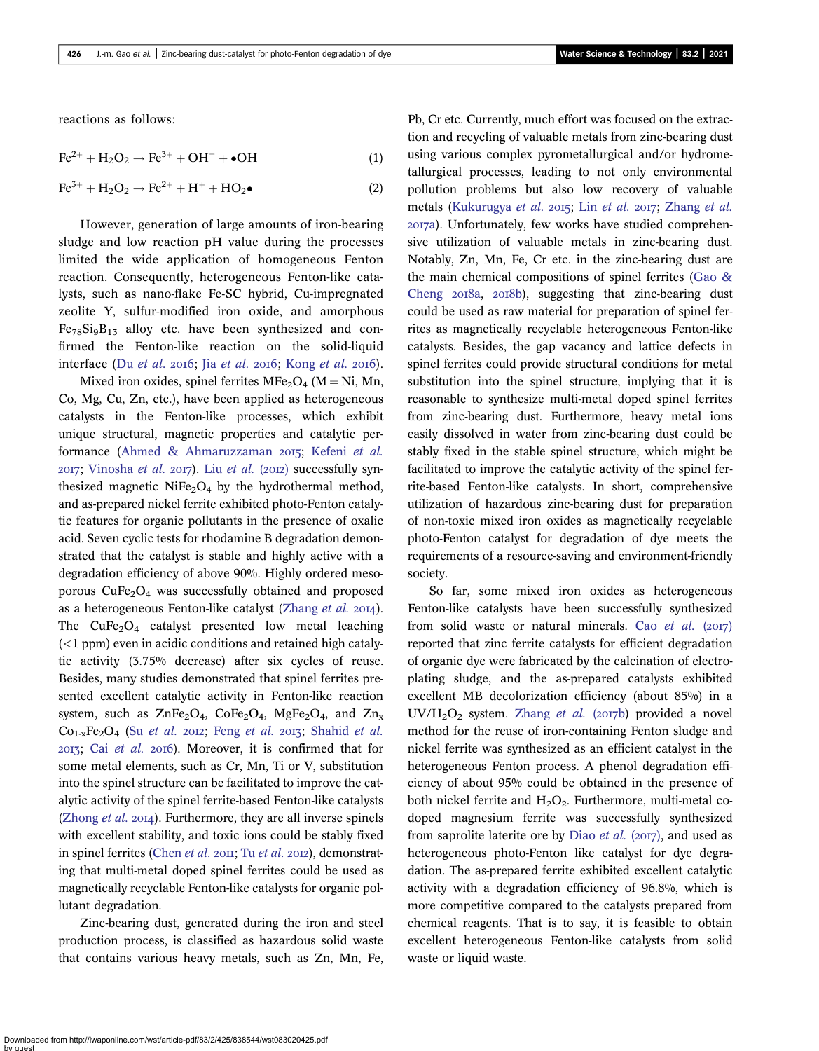reactions as follows:

$$Fe^{2+} + H_2O_2 \rightarrow Fe^{3+} + OH^- + \bullet OH \tag{1}$$

$$Fe^{3+} + H_2O_2 \rightarrow Fe^{2+} + H^+ + HO_2\bullet \tag{2}$$

However, generation of large amounts of iron-bearing sludge and low reaction pH value during the processes limited the wide application of homogeneous Fenton reaction. Consequently, heterogeneous Fenton-like catalysts, such as nano-flake Fe-SC hybrid, Cu-impregnated zeolite Y, sulfur-modified iron oxide, and amorphous $Fe_{78}Si_9B_{13}$ alloy etc. have been synthesized and confirmed the Fenton-like reaction on the solid-liquid interface (Du *et al.* 2016; Jia *et al.* 2016; Kong *et al.* 2016).

Mixed iron oxides, spinel ferrites $MFe_2O_4$ (M = Ni, Mn, Co, Mg, Cu, Zn, etc.), have been applied as heterogeneous catalysts in the Fenton-like processes, which exhibit unique structural, magnetic properties and catalytic performance (Ahmed & Ahmaruzzaman 2015; Kefeni *et al.* 2017; Vinosha *et al.* 2017). Liu *et al.* (2012) successfully synthesized magnetic $NiFe_2O_4$ by the hydrothermal method, and as-prepared nickel ferrite exhibited photo-Fenton catalytic features for organic pollutants in the presence of oxalic acid. Seven cyclic tests for rhodamine B degradation demonstrated that the catalyst is stable and highly active with a degradation efficiency of above 90%. Highly ordered mesoporous $CuFe_2O_4$ was successfully obtained and proposed as a heterogeneous Fenton-like catalyst (Zhang *et al.* 2014). The $CuFe_2O_4$ catalyst presented low metal leaching (<1 ppm) even in acidic conditions and retained high catalytic activity (3.75% decrease) after six cycles of reuse. Besides, many studies demonstrated that spinel ferrites presented excellent catalytic activity in Fenton-like reaction system, such as $ZnFe_2O_4$, $CoFe_2O_4$, $MgFe_2O_4$, and $Zn_xCo_{1-x}Fe_2O_4$ (Su *et al.* 2012; Feng *et al.* 2013; Shahid *et al.* 2013; Cai *et al.* 2016). Moreover, it is confirmed that for some metal elements, such as Cr, Mn, Ti or V, substitution into the spinel structure can be facilitated to improve the catalytic activity of the spinel ferrite-based Fenton-like catalysts (Zhong *et al.* 2014). Furthermore, they are all inverse spinels with excellent stability, and toxic ions could be stably fixed in spinel ferrites (Chen *et al.* 2011; Tu *et al.* 2012), demonstrating that multi-metal doped spinel ferrites could be used as magnetically recyclable Fenton-like catalysts for organic pollutant degradation.

Zinc-bearing dust, generated during the iron and steel production process, is classified as hazardous solid waste that contains various heavy metals, such as Zn, Mn, Fe, Pb, Cr etc. Currently, much effort was focused on the extraction and recycling of valuable metals from zinc-bearing dust using various complex pyrometallurgical and/or hydrometallurgical processes, leading to not only environmental pollution problems but also low recovery of valuable metals (Kukurugya *et al.* 2015; Lin *et al.* 2017; Zhang *et al.* 2017a). Unfortunately, few works have studied comprehensive utilization of valuable metals in zinc-bearing dust. Notably, Zn, Mn, Fe, Cr etc. in the zinc-bearing dust are the main chemical compositions of spinel ferrites (Gao & Cheng 2018a, 2018b), suggesting that zinc-bearing dust could be used as raw material for preparation of spinel ferrites as magnetically recyclable heterogeneous Fenton-like catalysts. Besides, the gap vacancy and lattice defects in spinel ferrites could provide structural conditions for metal substitution into the spinel structure, implying that it is reasonable to synthesize multi-metal doped spinel ferrites from zinc-bearing dust. Furthermore, heavy metal ions easily dissolved in water from zinc-bearing dust could be stably fixed in the stable spinel structure, which might be facilitated to improve the catalytic activity of the spinel ferrite-based Fenton-like catalysts. In short, comprehensive utilization of hazardous zinc-bearing dust for preparation of non-toxic mixed iron oxides as magnetically recyclable photo-Fenton catalyst for degradation of dye meets the requirements of a resource-saving and environment-friendly society.

So far, some mixed iron oxides as heterogeneous Fenton-like catalysts have been successfully synthesized from solid waste or natural minerals. Cao *et al.* (2017) reported that zinc ferrite catalysts for efficient degradation of organic dye were fabricated by the calcination of electroplating sludge, and the as-prepared catalysts exhibited excellent MB decolorization efficiency (about 85%) in a UV/$H_2O_2$ system. Zhang *et al.* (2017b) provided a novel method for the reuse of iron-containing Fenton sludge and nickel ferrite was synthesized as an efficient catalyst in the heterogeneous Fenton process. A phenol degradation efficiency of about 95% could be obtained in the presence of both nickel ferrite and $H_2O_2$. Furthermore, multi-metal co-doped magnesium ferrite was successfully synthesized from saprolite laterite ore by Diao *et al.* (2017), and used as heterogeneous photo-Fenton like catalyst for dye degradation. The as-prepared ferrite exhibited excellent catalytic activity with a degradation efficiency of 96.8%, which is more competitive compared to the catalysts prepared from chemical reagents. That is to say, it is feasible to obtain excellent heterogeneous Fenton-like catalysts from solid waste or liquid waste.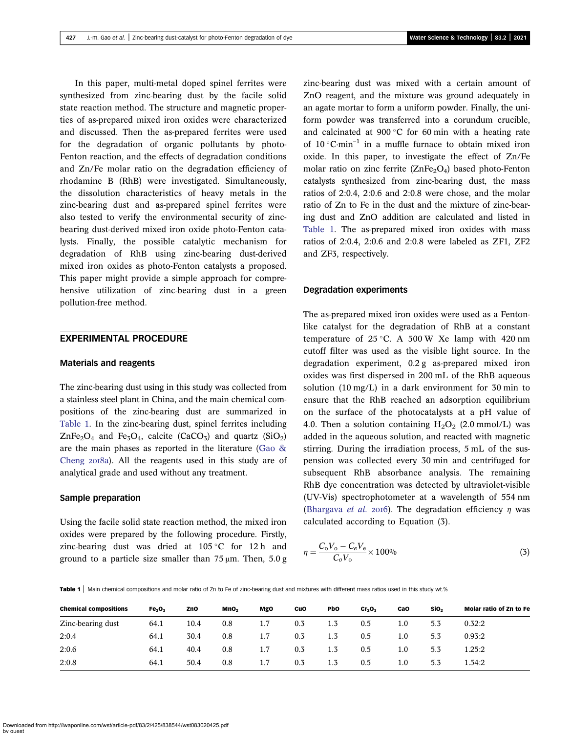In this paper, multi-metal doped spinel ferrites were synthesized from zinc-bearing dust by the facile solid state reaction method. The structure and magnetic properties of as-prepared mixed iron oxides were characterized and discussed. Then the as-prepared ferrites were used for the degradation of organic pollutants by photo-Fenton reaction, and the effects of degradation conditions and Zn/Fe molar ratio on the degradation efficiency of rhodamine B (RhB) were investigated. Simultaneously, the dissolution characteristics of heavy metals in the zinc-bearing dust and as-prepared spinel ferrites were also tested to verify the environmental security of zinc-bearing dust-derived mixed iron oxide photo-Fenton catalysts. Finally, the possible catalytic mechanism for degradation of RhB using zinc-bearing dust-derived mixed iron oxides as photo-Fenton catalysts a proposed. This paper might provide a simple approach for comprehensive utilization of zinc-bearing dust in a green pollution-free method.

## EXPERIMENTAL PROCEDURE

### Materials and reagents

The zinc-bearing dust using in this study was collected from a stainless steel plant in China, and the main chemical compositions of the zinc-bearing dust are summarized in Table 1. In the zinc-bearing dust, spinel ferrites including $ZnFe_2O_4$ and $Fe_3O_4$, calcite ($CaCO_3$) and quartz ($SiO_2$) are the main phases as reported in the literature (Gao & Cheng 2018a). All the reagents used in this study are of analytical grade and used without any treatment.

### Sample preparation

Using the facile solid state reaction method, the mixed iron oxides were prepared by the following procedure. Firstly, zinc-bearing dust was dried at 105 °C for 12 h and ground to a particle size smaller than 75 μm. Then, 5.0 g zinc-bearing dust was mixed with a certain amount of ZnO reagent, and the mixture was ground adequately in an agate mortar to form a uniform powder. Finally, the uniform powder was transferred into a corundum crucible, and calcinated at 900 °C for 60 min with a heating rate of 10 °C·min$^{-1}$ in a muffle furnace to obtain mixed iron oxide. In this paper, to investigate the effect of Zn/Fe molar ratio on zinc ferrite ($ZnFe_2O_4$) based photo-Fenton catalysts synthesized from zinc-bearing dust, the mass ratios of 2:0.4, 2:0.6 and 2:0.8 were chose, and the molar ratio of Zn to Fe in the dust and the mixture of zinc-bearing dust and ZnO addition are calculated and listed in Table 1. The as-prepared mixed iron oxides with mass ratios of 2:0.4, 2:0.6 and 2:0.8 were labeled as ZF1, ZF2 and ZF3, respectively.

### Degradation experiments

The as-prepared mixed iron oxides were used as a Fenton-like catalyst for the degradation of RhB at a constant temperature of 25 °C. A 500 W Xe lamp with 420 nm cutoff filter was used as the visible light source. In the degradation experiment, 0.2 g as-prepared mixed iron oxides was first dispersed in 200 mL of the RhB aqueous solution (10 mg/L) in a dark environment for 30 min to ensure that the RhB reached an adsorption equilibrium on the surface of the photocatalysts at a pH value of 4.0. Then a solution containing $H_2O_2$ (2.0 mmol/L) was added in the aqueous solution, and reacted with magnetic stirring. During the irradiation process, 5 mL of the suspension was collected every 30 min and centrifuged for subsequent RhB absorbance analysis. The remaining RhB dye concentration was detected by ultraviolet-visible (UV-Vis) spectrophotometer at a wavelength of 554 nm (Bhargava *et al.* 2016). The degradation efficiency $\eta$ was calculated according to Equation (3).

$$\eta = \frac{C_o V_o - C_e V_e}{C_o V_o} \times 100\% \tag{3}$$

**Table 1** | Main chemical compositions and molar ratio of Zn to Fe of zinc-bearing dust and mixtures with different mass ratios used in this study wt.%

| Chemical compositions | $Fe_2O_3$ | ZnO | $MnO_2$ | MgO | CuO | PbO | $Cr_2O_3$ | CaO | $SiO_2$ | Molar ratio of Zn to Fe |
|---|---|---|---|---|---|---|---|---|---|---|
| Zinc-bearing dust | 64.1 | 10.4 | 0.8 | 1.7 | 0.3 | 1.3 | 0.5 | 1.0 | 5.3 | 0.32:2 |
| 2:0.4 | 64.1 | 30.4 | 0.8 | 1.7 | 0.3 | 1.3 | 0.5 | 1.0 | 5.3 | 0.93:2 |
| 2:0.6 | 64.1 | 40.4 | 0.8 | 1.7 | 0.3 | 1.3 | 0.5 | 1.0 | 5.3 | 1.25:2 |
| 2:0.8 | 64.1 | 50.4 | 0.8 | 1.7 | 0.3 | 1.3 | 0.5 | 1.0 | 5.3 | 1.54:2 |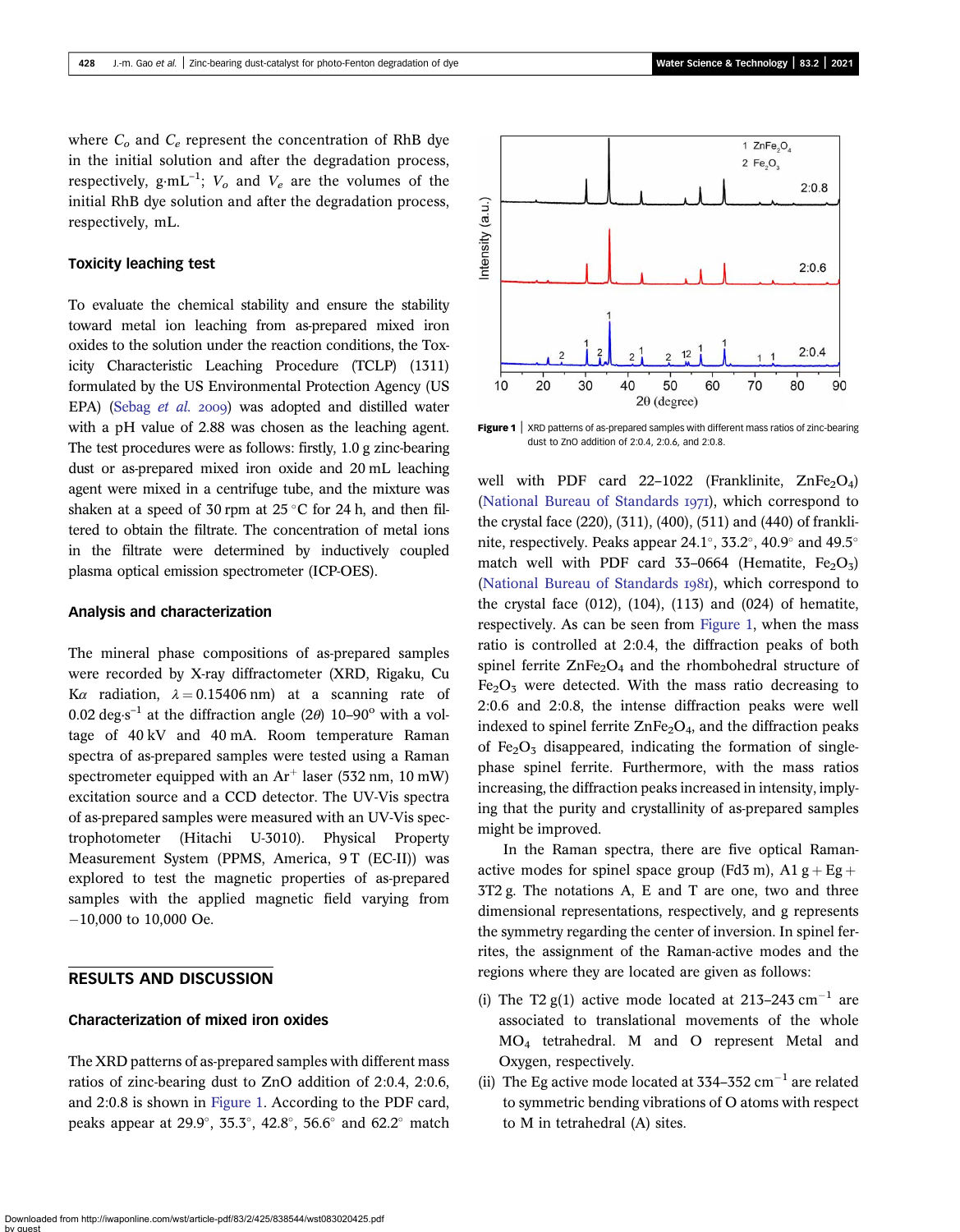where $C_o$ and $C_e$ represent the concentration of RhB dye in the initial solution and after the degradation process, respectively, g·mL$^{-1}$; $V_o$ and $V_e$ are the volumes of the initial RhB dye solution and after the degradation process, respectively, mL.

### Toxicity leaching test

To evaluate the chemical stability and ensure the stability toward metal ion leaching from as-prepared mixed iron oxides to the solution under the reaction conditions, the Toxicity Characteristic Leaching Procedure (TCLP) (1311) formulated by the US Environmental Protection Agency (US EPA) (Sebag *et al.* 2009) was adopted and distilled water with a pH value of 2.88 was chosen as the leaching agent. The test procedures were as follows: firstly, 1.0 g zinc-bearing dust or as-prepared mixed iron oxide and 20 mL leaching agent were mixed in a centrifuge tube, and the mixture was shaken at a speed of 30 rpm at 25 °C for 24 h, and then filtered to obtain the filtrate. The concentration of metal ions in the filtrate were determined by inductively coupled plasma optical emission spectrometer (ICP-OES).

### Analysis and characterization

The mineral phase compositions of as-prepared samples were recorded by X-ray diffractometer (XRD, Rigaku, Cu K$\alpha$ radiation, $\lambda = 0.15406$ nm) at a scanning rate of 0.02 deg·s$^{-1}$ at the diffraction angle ($2\theta$) 10–90° with a voltage of 40 kV and 40 mA. Room temperature Raman spectra of as-prepared samples were tested using a Raman spectrometer equipped with an $Ar^+$ laser (532 nm, 10 mW) excitation source and a CCD detector. The UV-Vis spectra of as-prepared samples were measured with an UV-Vis spectrophotometer (Hitachi U-3010). Physical Property Measurement System (PPMS, America, 9 T (EC-II)) was explored to test the magnetic properties of as-prepared samples with the applied magnetic field varying from −10,000 to 10,000 Oe.

## RESULTS AND DISCUSSION

### Characterization of mixed iron oxides

The XRD patterns of as-prepared samples with different mass ratios of zinc-bearing dust to ZnO addition of 2:0.4, 2:0.6, and 2:0.8 is shown in Figure 1. According to the PDF card, peaks appear at 29.9°, 35.3°, 42.8°, 56.6° and 62.2° match well with PDF card 22–1022 (Franklinite, $ZnFe_2O_4$) (National Bureau of Standards 1971), which correspond to the crystal face (220), (311), (400), (511) and (440) of franklinite, respectively. Peaks appear 24.1°, 33.2°, 40.9° and 49.5° match well with PDF card 33–0664 (Hematite, $Fe_2O_3$) (National Bureau of Standards 1981), which correspond to the crystal face (012), (104), (113) and (024) of hematite, respectively. As can be seen from Figure 1, when the mass ratio is controlled at 2:0.4, the diffraction peaks of both spinel ferrite $ZnFe_2O_4$ and the rhombohedral structure of $Fe_2O_3$ were detected. With the mass ratio decreasing to 2:0.6 and 2:0.8, the intense diffraction peaks were well indexed to spinel ferrite $ZnFe_2O_4$, and the diffraction peaks of $Fe_2O_3$ disappeared, indicating the formation of single-phase spinel ferrite. Furthermore, with the mass ratios increasing, the diffraction peaks increased in intensity, implying that the purity and crystallinity of as-prepared samples might be improved.

Figure 1 | XRD patterns of as-prepared samples with different mass ratios of zinc-bearing dust to ZnO addition of 2:0.4, 2:0.6, and 2:0.8.

In the Raman spectra, there are five optical Raman-active modes for spinel space group (Fd3 m), A1 g + Eg + 3T2 g. The notations A, E and T are one, two and three dimensional representations, respectively, and g represents the symmetry regarding the center of inversion. In spinel ferrites, the assignment of the Raman-active modes and the regions where they are located are given as follows:

(i) The T2 g(1) active mode located at 213–243 cm$^{-1}$ are associated to translational movements of the whole $MO_4$ tetrahedral. M and O represent Metal and Oxygen, respectively.
(ii) The Eg active mode located at 334–352 cm$^{-1}$ are related to symmetric bending vibrations of O atoms with respect to M in tetrahedral (A) sites.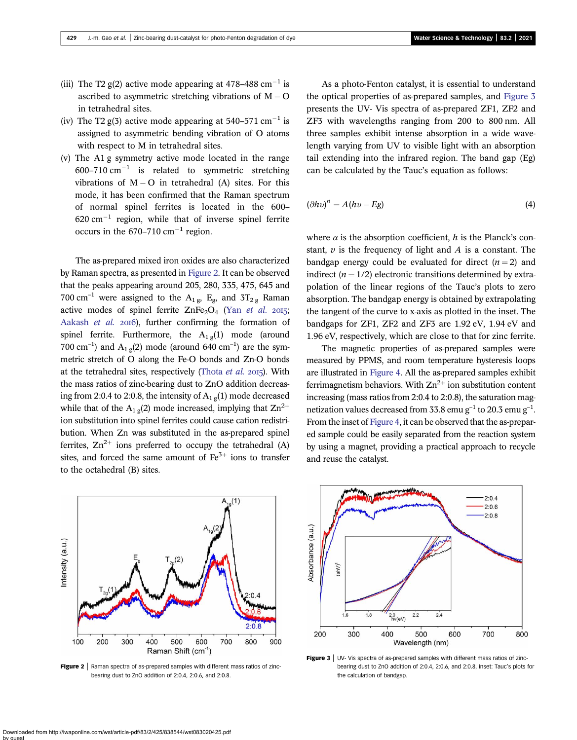(iii) The T2 g(2) active mode appearing at 478–488 $cm^{-1}$ is ascribed to asymmetric stretching vibrations of M – O in tetrahedral sites.
(iv) The T2 g(3) active mode appearing at 540–571 $cm^{-1}$ is assigned to asymmetric bending vibration of O atoms with respect to M in tetrahedral sites.
(v) The A1 g symmetry active mode located in the range 600–710 $cm^{-1}$ is related to symmetric stretching vibrations of M – O in tetrahedral (A) sites. For this mode, it has been confirmed that the Raman spectrum of normal spinel ferrites is located in the 600–620 $cm^{-1}$ region, while that of inverse spinel ferrite occurs in the 670–710 $cm^{-1}$ region.

The as-prepared mixed iron oxides are also characterized by Raman spectra, as presented in Figure 2. It can be observed that the peaks appearing around 205, 280, 335, 475, 645 and 700 $cm^{-1}$ were assigned to the $A_{1g}$, $E_g$, and $3T_{2g}$ Raman active modes of spinel ferrite $ZnFe_2O_4$ (Yan *et al.* 2015; Aakash *et al.* 2016), further confirming the formation of spinel ferrite. Furthermore, the $A_{1g}(1)$ mode (around 700 $cm^{-1}$) and $A_{1g}(2)$ mode (around 640 $cm^{-1}$) are the symmetric stretch of O along the Fe-O bonds and Zn-O bonds at the tetrahedral sites, respectively (Thota *et al.* 2015). With the mass ratios of zinc-bearing dust to ZnO addition decreasing from 2:0.4 to 2:0.8, the intensity of $A_{1g}(1)$ mode decreased while that of the $A_{1g}(2)$ mode increased, implying that $Zn^{2+}$ ion substitution into spinel ferrites could cause cation redistribution. When Zn was substituted in the as-prepared spinel ferrites, $Zn^{2+}$ ions preferred to occupy the tetrahedral (A) sites, and forced the same amount of $Fe^{3+}$ ions to transfer to the octahedral (B) sites.

**Figure 2** | Raman spectra of as-prepared samples with different mass ratios of zinc-bearing dust to ZnO addition of 2:0.4, 2:0.6, and 2:0.8.

As a photo-Fenton catalyst, it is essential to understand the optical properties of as-prepared samples, and Figure 3 presents the UV- Vis spectra of as-prepared ZF1, ZF2 and ZF3 with wavelengths ranging from 200 to 800 nm. All three samples exhibit intense absorption in a wide wavelength varying from UV to visible light with an absorption tail extending into the infrared region. The band gap (Eg) can be calculated by the Tauc's equation as follows:

$$(\partial h\upsilon)^n = A(h\upsilon - Eg) \tag{4}$$

where $\alpha$ is the absorption coefficient, $h$ is the Planck's constant, $\upsilon$ is the frequency of light and $A$ is a constant. The bandgap energy could be evaluated for direct ($n = 2$) and indirect ($n = 1/2$) electronic transitions determined by extrapolation of the linear regions of the Tauc's plots to zero absorption. The bandgap energy is obtained by extrapolating the tangent of the curve to x-axis as plotted in the inset. The bandgaps for ZF1, ZF2 and ZF3 are 1.92 eV, 1.94 eV and 1.96 eV, respectively, which are close to that for zinc ferrite.

The magnetic properties of as-prepared samples were measured by PPMS, and room temperature hysteresis loops are illustrated in Figure 4. All the as-prepared samples exhibit ferrimagnetism behaviors. With $Zn^{2+}$ ion substitution content increasing (mass ratios from 2:0.4 to 2:0.8), the saturation magnetization values decreased from 33.8 emu $g^{-1}$ to 20.3 emu $g^{-1}$. From the inset of Figure 4, it can be observed that the as-prepared sample could be easily separated from the reaction system by using a magnet, providing a practical approach to recycle and reuse the catalyst.

**Figure 3** | UV- Vis spectra of as-prepared samples with different mass ratios of zinc-bearing dust to ZnO addition of 2:0.4, 2:0.6, and 2:0.8, inset: Tauc's plots for the calculation of bandgap.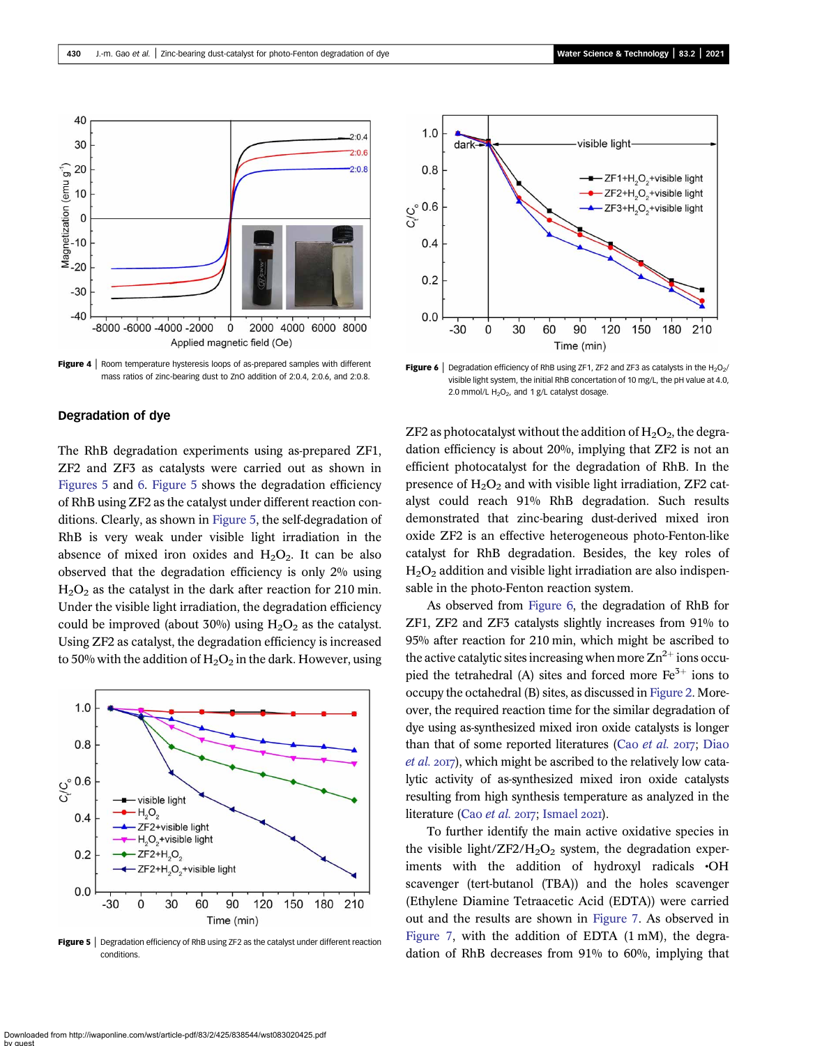Figure 4 | Room temperature hysteresis loops of as-prepared samples with different mass ratios of zinc-bearing dust to ZnO addition of 2:0.4, 2:0.6, and 2:0.8.

Figure 6 | Degradation efficiency of RhB using ZF1, ZF2 and ZF3 as catalysts in the $H_2O_2$/visible light system, the initial RhB concentration of 10 mg/L, the pH value at 4.0, 2.0 mmol/L $H_2O_2$, and 1 g/L catalyst dosage.

## Degradation of dye

The RhB degradation experiments using as-prepared ZF1, ZF2 and ZF3 as catalysts were carried out as shown in Figures 5 and 6. Figure 5 shows the degradation efficiency of RhB using ZF2 as the catalyst under different reaction conditions. Clearly, as shown in Figure 5, the self-degradation of RhB is very weak under visible light irradiation in the absence of mixed iron oxides and $H_2O_2$. It can be also observed that the degradation efficiency is only 2% using $H_2O_2$ as the catalyst in the dark after reaction for 210 min. Under the visible light irradiation, the degradation efficiency could be improved (about 30%) using $H_2O_2$ as the catalyst. Using ZF2 as catalyst, the degradation efficiency is increased to 50% with the addition of $H_2O_2$ in the dark. However, using ZF2 as photocatalyst without the addition of $H_2O_2$, the degradation efficiency is about 20%, implying that ZF2 is not an efficient photocatalyst for the degradation of RhB. In the presence of $H_2O_2$ and with visible light irradiation, ZF2 catalyst could reach 91% RhB degradation. Such results demonstrated that zinc-bearing dust-derived mixed iron oxide ZF2 is an effective heterogeneous photo-Fenton-like catalyst for RhB degradation. Besides, the key roles of $H_2O_2$ addition and visible light irradiation are also indispensable in the photo-Fenton reaction system.

Figure 5 | Degradation efficiency of RhB using ZF2 as the catalyst under different reaction conditions.

As observed from Figure 6, the degradation of RhB for ZF1, ZF2 and ZF3 catalysts slightly increases from 91% to 95% after reaction for 210 min, which might be ascribed to the active catalytic sites increasing when more $Zn^{2+}$ ions occupied the tetrahedral (A) sites and forced more $Fe^{3+}$ ions to occupy the octahedral (B) sites, as discussed in Figure 2. Moreover, the required reaction time for the similar degradation of dye using as-synthesized mixed iron oxide catalysts is longer than that of some reported literatures (Cao *et al.* 2017; Diao *et al.* 2017), which might be ascribed to the relatively low catalytic activity of as-synthesized mixed iron oxide catalysts resulting from high synthesis temperature as analyzed in the literature (Cao *et al.* 2017; Ismael 2021).

To further identify the main active oxidative species in the visible light/ZF2/$H_2O_2$ system, the degradation experiments with the addition of hydroxyl radicals •OH scavenger (tert-butanol (TBA)) and the holes scavenger (Ethylene Diamine Tetraacetic Acid (EDTA)) were carried out and the results are shown in Figure 7. As observed in Figure 7, with the addition of EDTA (1 mM), the degradation of RhB decreases from 91% to 60%, implying that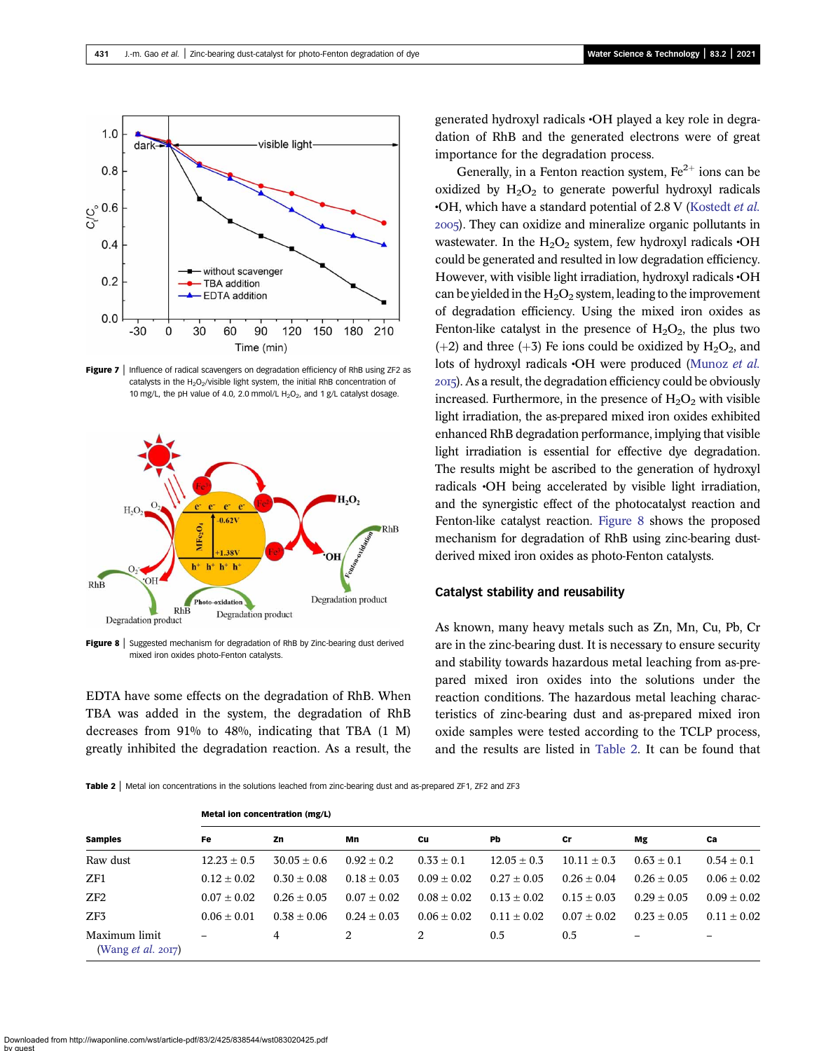Figure 7 | Influence of radical scavengers on degradation efficiency of RhB using ZF2 as catalysts in the $H_2O_2$/visible light system, the initial RhB concentration of 10 mg/L, the pH value of 4.0, 2.0 mmol/L $H_2O_2$, and 1 g/L catalyst dosage.

Figure 8 | Suggested mechanism for degradation of RhB by Zinc-bearing dust derived mixed iron oxides photo-Fenton catalysts.

EDTA have some effects on the degradation of RhB. When TBA was added in the system, the degradation of RhB decreases from 91% to 48%, indicating that TBA (1 M) greatly inhibited the degradation reaction. As a result, the generated hydroxyl radicals •OH played a key role in degradation of RhB and the generated electrons were of great importance for the degradation process.

Generally, in a Fenton reaction system, $Fe^{2+}$ ions can be oxidized by $H_2O_2$ to generate powerful hydroxyl radicals •OH, which have a standard potential of 2.8 V (Kostedt *et al.* 2005). They can oxidize and mineralize organic pollutants in wastewater. In the $H_2O_2$ system, few hydroxyl radicals •OH could be generated and resulted in low degradation efficiency. However, with visible light irradiation, hydroxyl radicals •OH can be yielded in the $H_2O_2$ system, leading to the improvement of degradation efficiency. Using the mixed iron oxides as Fenton-like catalyst in the presence of $H_2O_2$, the plus two (+2) and three (+3) Fe ions could be oxidized by $H_2O_2$, and lots of hydroxyl radicals •OH were produced (Munoz *et al.* 2015). As a result, the degradation efficiency could be obviously increased. Furthermore, in the presence of $H_2O_2$ with visible light irradiation, the as-prepared mixed iron oxides exhibited enhanced RhB degradation performance, implying that visible light irradiation is essential for effective dye degradation. The results might be ascribed to the generation of hydroxyl radicals •OH being accelerated by visible light irradiation, and the synergistic effect of the photocatalyst reaction and Fenton-like catalyst reaction. Figure 8 shows the proposed mechanism for degradation of RhB using zinc-bearing dust-derived mixed iron oxides as photo-Fenton catalysts.

## Catalyst stability and reusability

As known, many heavy metals such as Zn, Mn, Cu, Pb, Cr are in the zinc-bearing dust. It is necessary to ensure security and stability towards hazardous metal leaching from as-prepared mixed iron oxides into the solutions under the reaction conditions. The hazardous metal leaching characteristics of zinc-bearing dust and as-prepared mixed iron oxide samples were tested according to the TCLP process, and the results are listed in Table 2. It can be found that

Table 2 | Metal ion concentrations in the solutions leached from zinc-bearing dust and as-prepared ZF1, ZF2 and ZF3

| | Metal ion concentration (mg/L) | | | | | | | |
|---|---|---|---|---|---|---|---|---|
| **Samples** | **Fe** | **Zn** | **Mn** | **Cu** | **Pb** | **Cr** | **Mg** | **Ca** |
| Raw dust | 12.23 ± 0.5 | 30.05 ± 0.6 | 0.92 ± 0.2 | 0.33 ± 0.1 | 12.05 ± 0.3 | 10.11 ± 0.3 | 0.63 ± 0.1 | 0.54 ± 0.1 |
| ZF1 | 0.12 ± 0.02 | 0.30 ± 0.08 | 0.18 ± 0.03 | 0.09 ± 0.02 | 0.27 ± 0.05 | 0.26 ± 0.04 | 0.26 ± 0.05 | 0.06 ± 0.02 |
| ZF2 | 0.07 ± 0.02 | 0.26 ± 0.05 | 0.07 ± 0.02 | 0.08 ± 0.02 | 0.13 ± 0.02 | 0.15 ± 0.03 | 0.29 ± 0.05 | 0.09 ± 0.02 |
| ZF3 | 0.06 ± 0.01 | 0.38 ± 0.06 | 0.24 ± 0.03 | 0.06 ± 0.02 | 0.11 ± 0.02 | 0.07 ± 0.02 | 0.23 ± 0.05 | 0.11 ± 0.02 |
| Maximum limit (Wang *et al.* 2017) | – | 4 | 2 | 2 | 0.5 | 0.5 | – | – |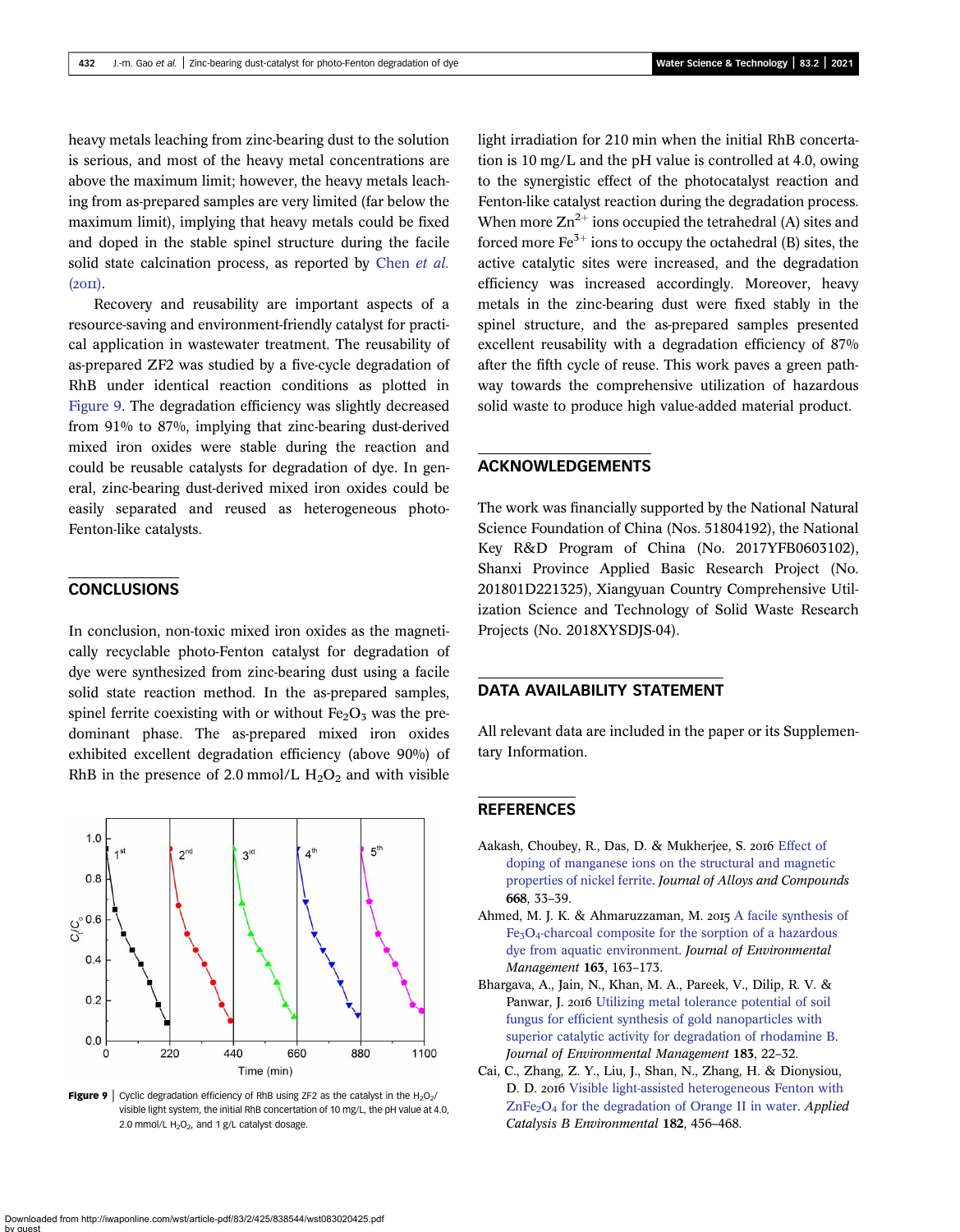heavy metals leaching from zinc-bearing dust to the solution is serious, and most of the heavy metal concentrations are above the maximum limit; however, the heavy metals leaching from as-prepared samples are very limited (far below the maximum limit), implying that heavy metals could be fixed and doped in the stable spinel structure during the facile solid state calcination process, as reported by Chen *et al.* (2011).

Recovery and reusability are important aspects of a resource-saving and environment-friendly catalyst for practical application in wastewater treatment. The reusability of as-prepared ZF2 was studied by a five-cycle degradation of RhB under identical reaction conditions as plotted in Figure 9. The degradation efficiency was slightly decreased from 91% to 87%, implying that zinc-bearing dust-derived mixed iron oxides were stable during the reaction and could be reusable catalysts for degradation of dye. In general, zinc-bearing dust-derived mixed iron oxides could be easily separated and reused as heterogeneous photo-Fenton-like catalysts.

Figure 9 | Cyclic degradation efficiency of RhB using ZF2 as the catalyst in the $H_2O_2$/visible light system, the initial RhB concentration of 10 mg/L, the pH value at 4.0, 2.0 mmol/L $H_2O_2$, and 1 g/L catalyst dosage.

## CONCLUSIONS

In conclusion, non-toxic mixed iron oxides as the magnetically recyclable photo-Fenton catalyst for degradation of dye were synthesized from zinc-bearing dust using a facile solid state reaction method. In the as-prepared samples, spinel ferrite coexisting with or without $Fe_2O_3$ was the predominant phase. The as-prepared mixed iron oxides exhibited excellent degradation efficiency (above 90%) of RhB in the presence of 2.0 mmol/L $H_2O_2$ and with visible light irradiation for 210 min when the initial RhB concertation is 10 mg/L and the pH value is controlled at 4.0, owing to the synergistic effect of the photocatalyst reaction and Fenton-like catalyst reaction during the degradation process. When more $Zn^{2+}$ ions occupied the tetrahedral (A) sites and forced more $Fe^{3+}$ ions to occupy the octahedral (B) sites, the active catalytic sites were increased, and the degradation efficiency was increased accordingly. Moreover, heavy metals in the zinc-bearing dust were fixed stably in the spinel structure, and the as-prepared samples presented excellent reusability with a degradation efficiency of 87% after the fifth cycle of reuse. This work paves a green pathway towards the comprehensive utilization of hazardous solid waste to produce high value-added material product.

## ACKNOWLEDGEMENTS

The work was financially supported by the National Natural Science Foundation of China (Nos. 51804192), the National Key R&D Program of China (No. 2017YFB0603102), Shanxi Province Applied Basic Research Project (No. 201801D221325), Xiangyuan Country Comprehensive Utilization Science and Technology of Solid Waste Research Projects (No. 2018XYSDJS-04).

## DATA AVAILABILITY STATEMENT

All relevant data are included in the paper or its Supplementary Information.

## REFERENCES

Aakash, Choubey, R., Das, D. & Mukherjee, S. 2016 Effect of doping of manganese ions on the structural and magnetic properties of nickel ferrite. *Journal of Alloys and Compounds* **668**, 33–39.

Ahmed, M. J. K. & Ahmaruzzaman, M. 2015 A facile synthesis of $Fe_3O_4$-charcoal composite for the sorption of a hazardous dye from aquatic environment. *Journal of Environmental Management* **163**, 163–173.

Bhargava, A., Jain, N., Khan, M. A., Pareek, V., Dilip, R. V. & Panwar, J. 2016 Utilizing metal tolerance potential of soil fungus for efficient synthesis of gold nanoparticles with superior catalytic activity for degradation of rhodamine B. *Journal of Environmental Management* **183**, 22–32.

Cai, C., Zhang, Z. Y., Liu, J., Shan, N., Zhang, H. & Dionysiou, D. D. 2016 Visible light-assisted heterogeneous Fenton with $ZnFe_2O_4$ for the degradation of Orange II in water. *Applied Catalysis B Environmental* **182**, 456–468.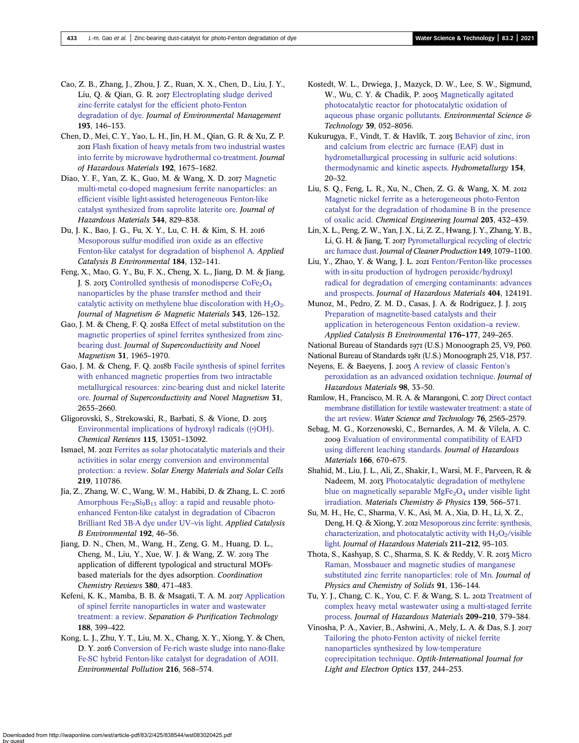Cao, Z. B., Zhang, J., Zhou, J. Z., Ruan, X. X., Chen, D., Liu, J. Y., Liu, Q. & Qian, G. R. 2017 Electroplating sludge derived zinc-ferrite catalyst for the efficient photo-Fenton degradation of dye. *Journal of Environmental Management* **193**, 146–153.

Chen, D., Mei, C. Y., Yao, L. H., Jin, H. M., Qian, G. R. & Xu, Z. P. 2011 Flash fixation of heavy metals from two industrial wastes into ferrite by microwave hydrothermal co-treatment. *Journal of Hazardous Materials* **192**, 1675–1682.

Diao, Y. F., Yan, Z. K., Guo, M. & Wang, X. D. 2017 Magnetic multi-metal co-doped magnesium ferrite nanoparticles: an efficient visible light-assisted heterogeneous Fenton-like catalyst synthesized from saprolite laterite ore. *Journal of Hazardous Materials* **344**, 829–838.

Du, J. K., Bao, J. G., Fu, X. Y., Lu, C. H. & Kim, S. H. 2016 Mesoporous sulfur-modified iron oxide as an effective Fenton-like catalyst for degradation of bisphenol A. *Applied Catalysis B Environmental* **184**, 132–141.

Feng, X., Mao, G. Y., Bu, F. X., Cheng, X. L., Jiang, D. M. & Jiang, J. S. 2013 Controlled synthesis of monodisperse $CoFe_2O_4$ nanoparticles by the phase transfer method and their catalytic activity on methylene blue discoloration with $H_2O_2$. *Journal of Magnetism & Magnetic Materials* **343**, 126–132.

Gao, J. M. & Cheng, F. Q. 2018a Effect of metal substitution on the magnetic properties of spinel ferrites synthesized from zinc-bearing dust. *Journal of Superconductivity and Novel Magnetism* **31**, 1965–1970.

Gao, J. M. & Cheng, F. Q. 2018b Facile synthesis of spinel ferrites with enhanced magnetic properties from two intractable metallurgical resources: zinc-bearing dust and nickel laterite ore. *Journal of Superconductivity and Novel Magnetism* **31**, 2655–2660.

Gligorovski, S., Strekowski, R., Barbati, S. & Vione, D. 2015 Environmental implications of hydroxyl radicals ((•)OH). *Chemical Reviews* **115**, 13051–13092.

Ismael, M. 2021 Ferrites as solar photocatalytic materials and their activities in solar energy conversion and environmental protection: a review. *Solar Energy Materials and Solar Cells* **219**, 110786.

Jia, Z., Zhang, W. C., Wang, W. M., Habibi, D. & Zhang, L. C. 2016 Amorphous $Fe_{78}Si_9B_{13}$ alloy: a rapid and reusable photo-enhanced Fenton-like catalyst in degradation of Cibacron Brilliant Red 3B-A dye under UV–vis light. *Applied Catalysis B Environmental* **192**, 46–56.

Jiang, D. N., Chen, M., Wang, H., Zeng, G. M., Huang, D. L., Cheng, M., Liu, Y., Xue, W. J. & Wang, Z. W. 2019 The application of different typological and structural MOFs-based materials for the dyes adsorption. *Coordination Chemistry Reviews* **380**, 471–483.

Kefeni, K. K., Mamba, B. B. & Msagati, T. A. M. 2017 Application of spinel ferrite nanoparticles in water and wastewater treatment: a review. *Separation & Purification Technology* **188**, 399–422.

Kong, L. J., Zhu, Y. T., Liu, M. X., Chang, X. Y., Xiong, Y. & Chen, D. Y. 2016 Conversion of Fe-rich waste sludge into nano-flake Fe-SC hybrid Fenton-like catalyst for degradation of AOII. *Environmental Pollution* **216**, 568–574.

Kostedt, W. L., Drwiega, J., Mazyck, D. W., Lee, S. W., Sigmund, W., Wu, C. Y. & Chadik, P. 2005 Magnetically agitated photocatalytic reactor for photocatalytic oxidation of aqueous phase organic pollutants. *Environmental Science & Technology* **39**, 052–8056.

Kukurugya, F., Vindt, T. & Havlík, T. 2015 Behavior of zinc, iron and calcium from electric arc furnace (EAF) dust in hydrometallurgical processing in sulfuric acid solutions: thermodynamic and kinetic aspects. *Hydrometallurgy* **154**, 20–32.

Liu, S. Q., Feng, L. R., Xu, N., Chen, Z. G. & Wang, X. M. 2012 Magnetic nickel ferrite as a heterogeneous photo-Fenton catalyst for the degradation of rhodamine B in the presence of oxalic acid. *Chemical Engineering Journal* **203**, 432–439.

Lin, X. L., Peng, Z. W., Yan, J. X., Li, Z. Z., Hwang, J. Y., Zhang, Y. B., Li, G. H. & Jiang, T. 2017 Pyrometallurgical recycling of electric arc furnace dust. *Journal of Cleaner Production* **149**, 1079–1100.

Liu, Y., Zhao, Y. & Wang, J. L. 2021 Fenton/Fenton-like processes with in-situ production of hydrogen peroxide/hydroxyl radical for degradation of emerging contaminants: advances and prospects. *Journal of Hazardous Materials* **404**, 124191.

Munoz, M., Pedro, Z. M. D., Casas, J. A. & Rodriguez, J. J. 2015 Preparation of magnetite-based catalysts and their application in heterogeneous Fenton oxidation–a review. *Applied Catalysis B Environmental* **176–177**, 249–265.

National Bureau of Standards 1971 (U.S.) Monoograph 25, V9, P60.

National Bureau of Standards 1981 (U.S.) Monoograph 25, V18, P37.

Neyens, E. & Baeyens, J. 2003 A review of classic Fenton's peroxidation as an advanced oxidation technique. *Journal of Hazardous Materials* **98**, 33–50.

Ramlow, H., Francisco, M. R. A. & Marangoni, C. 2017 Direct contact membrane distillation for textile wastewater treatment: a state of the art review. *Water Science and Technology* **76**, 2565–2579.

Sebag, M. G., Korzenowski, C., Bernardes, A. M. & Vilela, A. C. 2009 Evaluation of environmental compatibility of EAFD using different leaching standards. *Journal of Hazardous Materials* **166**, 670–675.

Shahid, M., Liu, J. L., Ali, Z., Shakir, I., Warsi, M. F., Parveen, R. & Nadeem, M. 2013 Photocatalytic degradation of methylene blue on magnetically separable $MgFe_2O_4$ under visible light irradiation. *Materials Chemistry & Physics* **139**, 566–571.

Su, M. H., He, C., Sharma, V. K., Asi, M. A., Xia, D. H., Li, X. Z., Deng, H. Q. & Xiong, Y. 2012 Mesoporous zinc ferrite: synthesis, characterization, and photocatalytic activity with $H_2O_2$/visible light. *Journal of Hazardous Materials* **211–212**, 95–103.

Thota, S., Kashyap, S. C., Sharma, S. K. & Reddy, V. R. 2015 Micro Raman, Mossbauer and magnetic studies of manganese substituted zinc ferrite nanoparticles: role of Mn. *Journal of Physics and Chemistry of Solids* **91**, 136–144.

Tu, Y. J., Chang, C. K., You, C. F. & Wang, S. L. 2012 Treatment of complex heavy metal wastewater using a multi-staged ferrite process. *Journal of Hazardous Materials* **209–210**, 379–384.

Vinosha, P. A., Xavier, B., Ashwini, A., Mely, L. A. & Das, S. J. 2017 Tailoring the photo-Fenton activity of nickel ferrite nanoparticles synthesized by low-temperature coprecipitation technique. *Optik-International Journal for Light and Electron Optics* **137**, 244–253.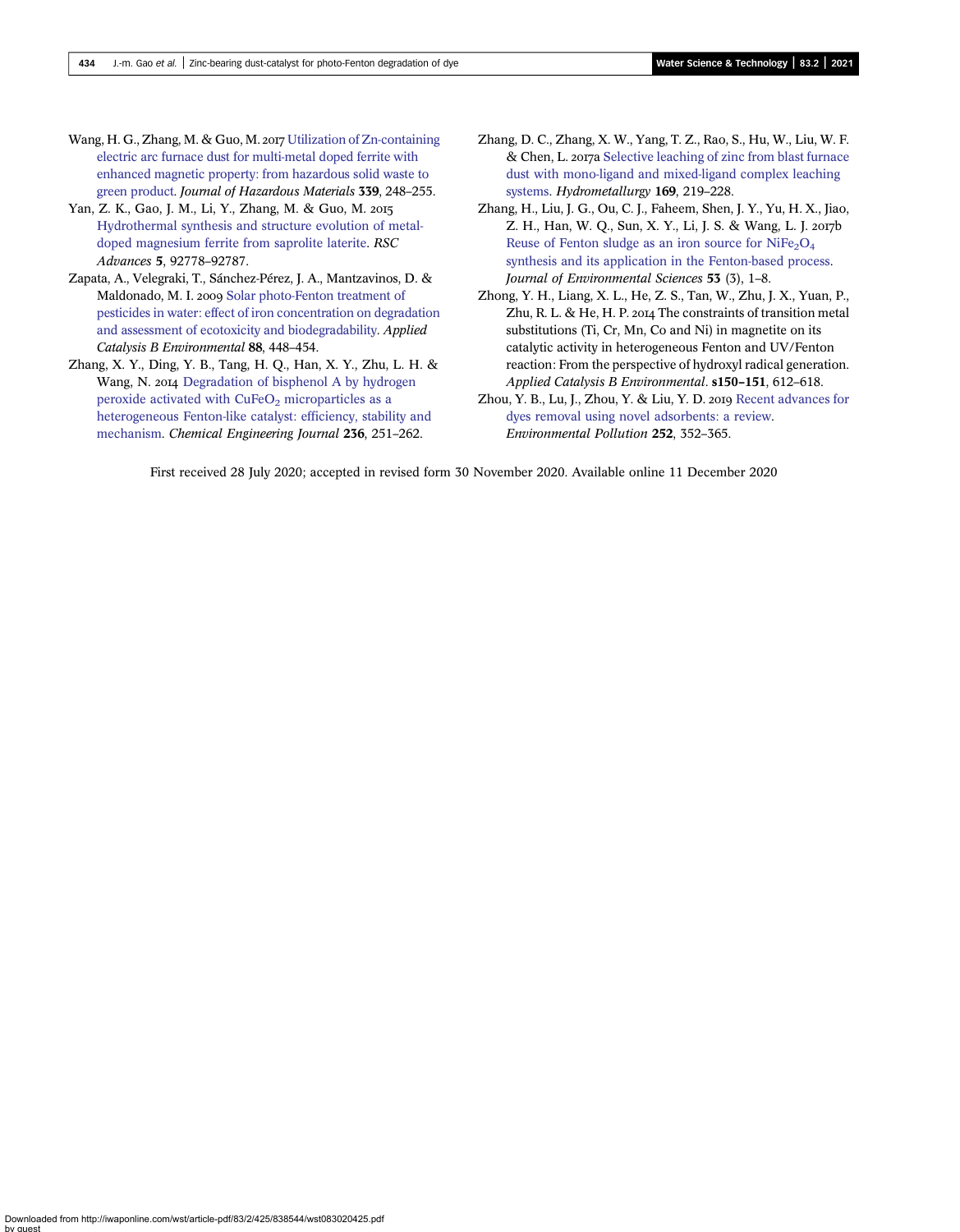Wang, H. G., Zhang, M. & Guo, M. 2017 Utilization of Zn-containing electric arc furnace dust for multi-metal doped ferrite with enhanced magnetic property: from hazardous solid waste to green product. *Journal of Hazardous Materials* **339**, 248–255.

Yan, Z. K., Gao, J. M., Li, Y., Zhang, M. & Guo, M. 2015 Hydrothermal synthesis and structure evolution of metal-doped magnesium ferrite from saprolite laterite. *RSC Advances* **5**, 92778–92787.

Zapata, A., Velegraki, T., Sánchez-Pérez, J. A., Mantzavinos, D. & Maldonado, M. I. 2009 Solar photo-Fenton treatment of pesticides in water: effect of iron concentration on degradation and assessment of ecotoxicity and biodegradability. *Applied Catalysis B Environmental* **88**, 448–454.

Zhang, X. Y., Ding, Y. B., Tang, H. Q., Han, X. Y., Zhu, L. H. & Wang, N. 2014 Degradation of bisphenol A by hydrogen peroxide activated with $CuFeO_2$ microparticles as a heterogeneous Fenton-like catalyst: efficiency, stability and mechanism. *Chemical Engineering Journal* **236**, 251–262.

Zhang, D. C., Zhang, X. W., Yang, T. Z., Rao, S., Hu, W., Liu, W. F. & Chen, L. 2017a Selective leaching of zinc from blast furnace dust with mono-ligand and mixed-ligand complex leaching systems. *Hydrometallurgy* **169**, 219–228.

Zhang, H., Liu, J. G., Ou, C. J., Faheem, Shen, J. Y., Yu, H. X., Jiao, Z. H., Han, W. Q., Sun, X. Y., Li, J. S. & Wang, L. J. 2017b Reuse of Fenton sludge as an iron source for $NiFe_2O_4$ synthesis and its application in the Fenton-based process. *Journal of Environmental Sciences* **53** (3), 1–8.

Zhong, Y. H., Liang, X. L., He, Z. S., Tan, W., Zhu, J. X., Yuan, P., Zhu, R. L. & He, H. P. 2014 The constraints of transition metal substitutions (Ti, Cr, Mn, Co and Ni) in magnetite on its catalytic activity in heterogeneous Fenton and UV/Fenton reaction: From the perspective of hydroxyl radical generation. *Applied Catalysis B Environmental*. **s150–151**, 612–618.

Zhou, Y. B., Lu, J., Zhou, Y. & Liu, Y. D. 2019 Recent advances for dyes removal using novel adsorbents: a review. *Environmental Pollution* **252**, 352–365.

First received 28 July 2020; accepted in revised form 30 November 2020. Available online 11 December 2020